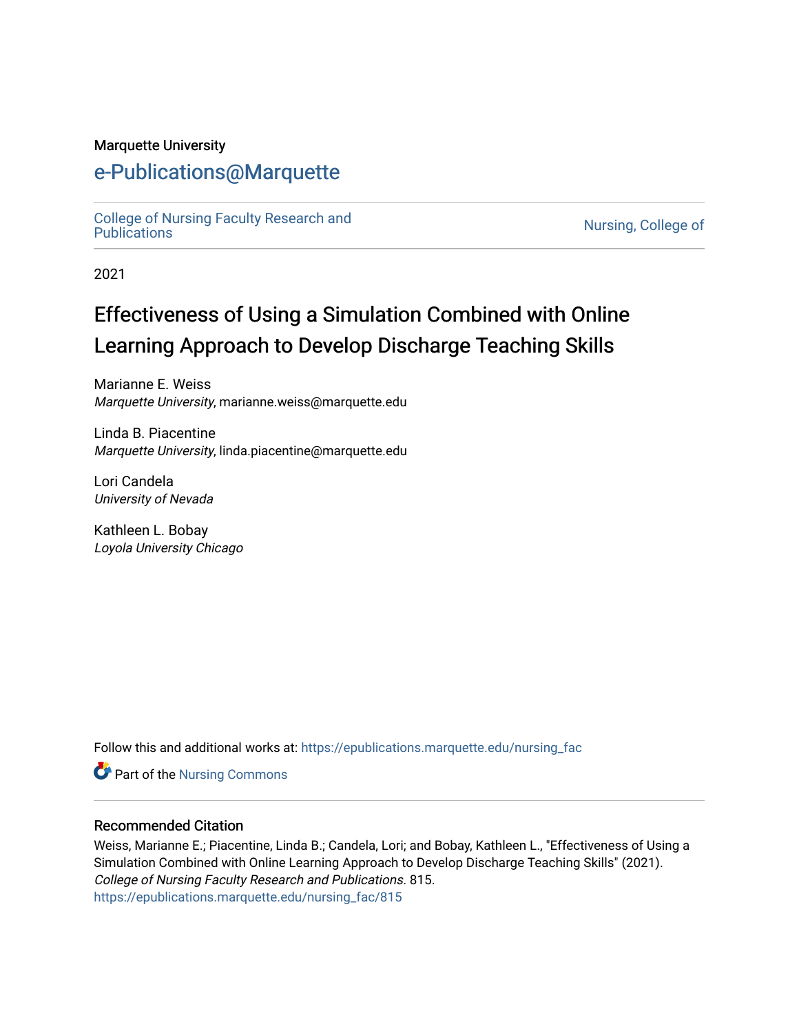Marquette University

# e-Publications@Marquette

College of Nursing Faculty Research and Publications

Nursing, College of

2021

# Effectiveness of Using a Simulation Combined with Online Learning Approach to Develop Discharge Teaching Skills

Marianne E. Weiss
*Marquette University*, marianne.weiss@marquette.edu

Linda B. Piacentine
*Marquette University*, linda.piacentine@marquette.edu

Lori Candela
*University of Nevada*

Kathleen L. Bobay
*Loyola University Chicago*

Follow this and additional works at: https://epublications.marquette.edu/nursing_fac

Part of the Nursing Commons

## Recommended Citation

Weiss, Marianne E.; Piacentine, Linda B.; Candela, Lori; and Bobay, Kathleen L., "Effectiveness of Using a Simulation Combined with Online Learning Approach to Develop Discharge Teaching Skills" (2021). *College of Nursing Faculty Research and Publications*. 815.
https://epublications.marquette.edu/nursing_fac/815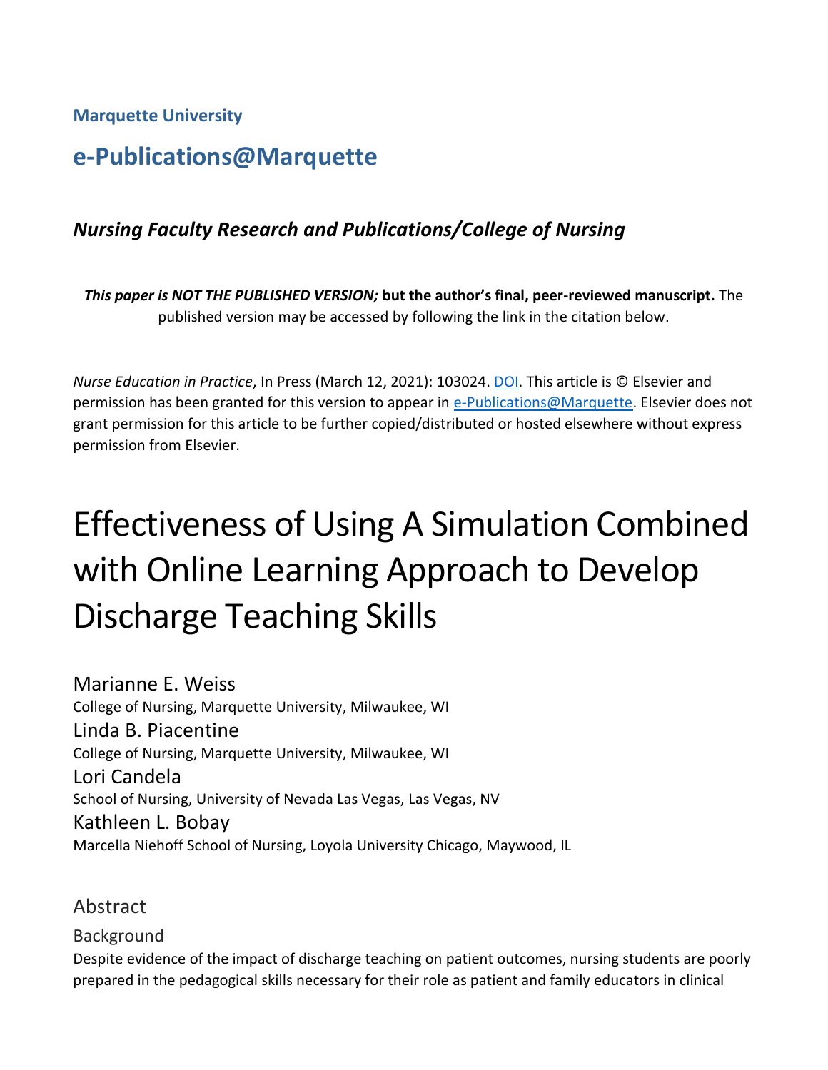**Marquette University**

## e-Publications@Marquette

***Nursing Faculty Research and Publications/College of Nursing***

***This paper is NOT THE PUBLISHED VERSION;* but the author's final, peer-reviewed manuscript.** The published version may be accessed by following the link in the citation below.

*Nurse Education in Practice*, In Press (March 12, 2021): 103024. DOI. This article is © Elsevier and permission has been granted for this version to appear in e-Publications@Marquette. Elsevier does not grant permission for this article to be further copied/distributed or hosted elsewhere without express permission from Elsevier.

# Effectiveness of Using A Simulation Combined with Online Learning Approach to Develop Discharge Teaching Skills

Marianne E. Weiss
College of Nursing, Marquette University, Milwaukee, WI

Linda B. Piacentine
College of Nursing, Marquette University, Milwaukee, WI

Lori Candela
School of Nursing, University of Nevada Las Vegas, Las Vegas, NV

Kathleen L. Bobay
Marcella Niehoff School of Nursing, Loyola University Chicago, Maywood, IL

## Abstract

### Background

Despite evidence of the impact of discharge teaching on patient outcomes, nursing students are poorly prepared in the pedagogical skills necessary for their role as patient and family educators in clinical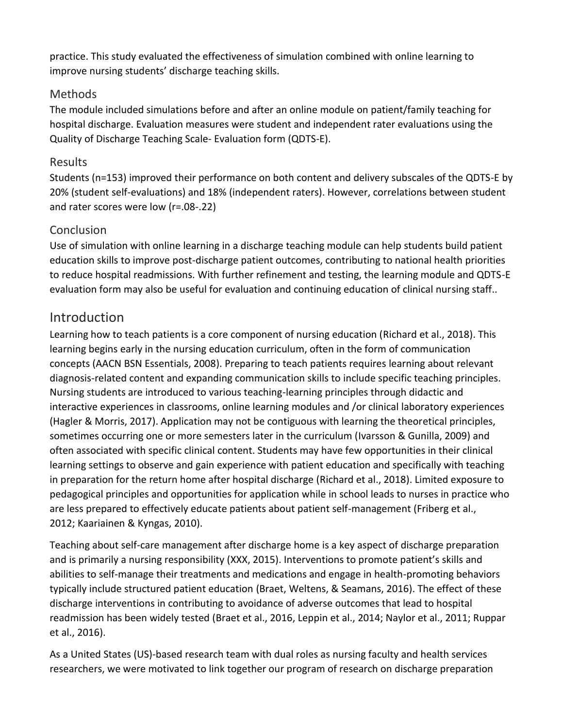practice. This study evaluated the effectiveness of simulation combined with online learning to improve nursing students' discharge teaching skills.

## Methods

The module included simulations before and after an online module on patient/family teaching for hospital discharge. Evaluation measures were student and independent rater evaluations using the Quality of Discharge Teaching Scale- Evaluation form (QDTS-E).

## Results

Students (n=153) improved their performance on both content and delivery subscales of the QDTS-E by 20% (student self-evaluations) and 18% (independent raters). However, correlations between student and rater scores were low (r=.08-.22)

## Conclusion

Use of simulation with online learning in a discharge teaching module can help students build patient education skills to improve post-discharge patient outcomes, contributing to national health priorities to reduce hospital readmissions. With further refinement and testing, the learning module and QDTS-E evaluation form may also be useful for evaluation and continuing education of clinical nursing staff..

# Introduction

Learning how to teach patients is a core component of nursing education (Richard et al., 2018). This learning begins early in the nursing education curriculum, often in the form of communication concepts (AACN BSN Essentials, 2008). Preparing to teach patients requires learning about relevant diagnosis-related content and expanding communication skills to include specific teaching principles. Nursing students are introduced to various teaching-learning principles through didactic and interactive experiences in classrooms, online learning modules and /or clinical laboratory experiences (Hagler & Morris, 2017). Application may not be contiguous with learning the theoretical principles, sometimes occurring one or more semesters later in the curriculum (Ivarsson & Gunilla, 2009) and often associated with specific clinical content. Students may have few opportunities in their clinical learning settings to observe and gain experience with patient education and specifically with teaching in preparation for the return home after hospital discharge (Richard et al., 2018). Limited exposure to pedagogical principles and opportunities for application while in school leads to nurses in practice who are less prepared to effectively educate patients about patient self-management (Friberg et al., 2012; Kaariainen & Kyngas, 2010).

Teaching about self-care management after discharge home is a key aspect of discharge preparation and is primarily a nursing responsibility (XXX, 2015). Interventions to promote patient's skills and abilities to self-manage their treatments and medications and engage in health-promoting behaviors typically include structured patient education (Braet, Weltens, & Seamans, 2016). The effect of these discharge interventions in contributing to avoidance of adverse outcomes that lead to hospital readmission has been widely tested (Braet et al., 2016, Leppin et al., 2014; Naylor et al., 2011; Ruppar et al., 2016).

As a United States (US)-based research team with dual roles as nursing faculty and health services researchers, we were motivated to link together our program of research on discharge preparation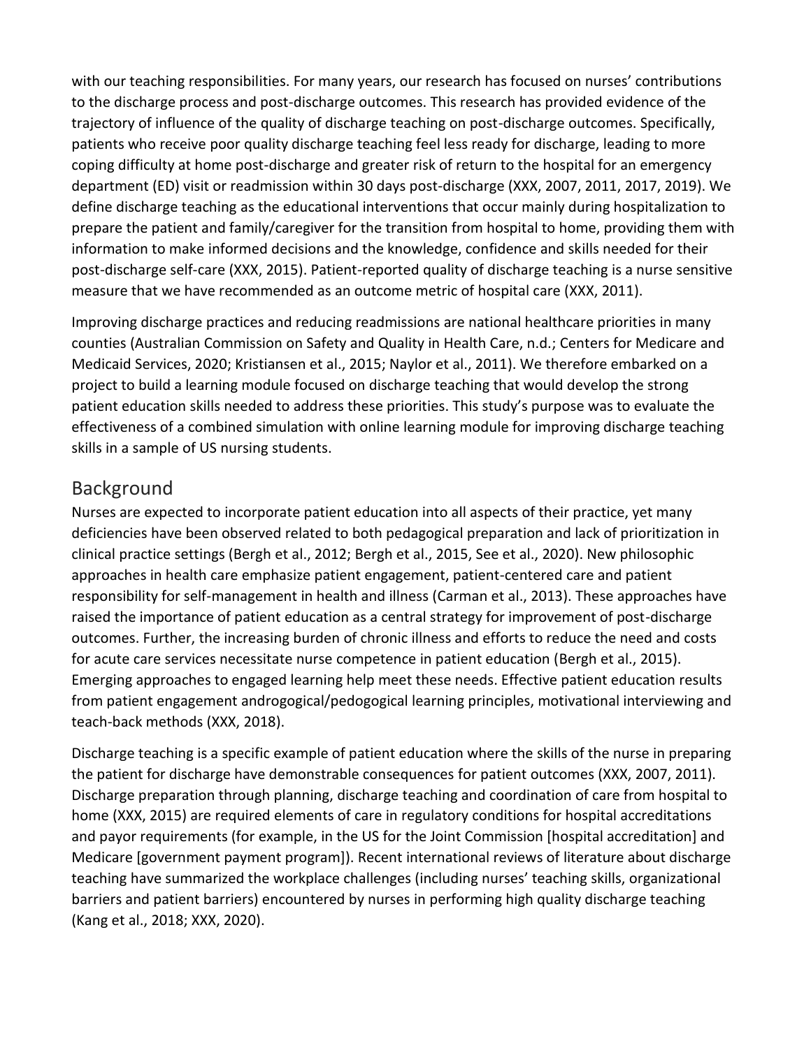with our teaching responsibilities. For many years, our research has focused on nurses' contributions to the discharge process and post-discharge outcomes. This research has provided evidence of the trajectory of influence of the quality of discharge teaching on post-discharge outcomes. Specifically, patients who receive poor quality discharge teaching feel less ready for discharge, leading to more coping difficulty at home post-discharge and greater risk of return to the hospital for an emergency department (ED) visit or readmission within 30 days post-discharge (XXX, 2007, 2011, 2017, 2019). We define discharge teaching as the educational interventions that occur mainly during hospitalization to prepare the patient and family/caregiver for the transition from hospital to home, providing them with information to make informed decisions and the knowledge, confidence and skills needed for their post-discharge self-care (XXX, 2015). Patient-reported quality of discharge teaching is a nurse sensitive measure that we have recommended as an outcome metric of hospital care (XXX, 2011).

Improving discharge practices and reducing readmissions are national healthcare priorities in many counties (Australian Commission on Safety and Quality in Health Care, n.d.; Centers for Medicare and Medicaid Services, 2020; Kristiansen et al., 2015; Naylor et al., 2011). We therefore embarked on a project to build a learning module focused on discharge teaching that would develop the strong patient education skills needed to address these priorities. This study's purpose was to evaluate the effectiveness of a combined simulation with online learning module for improving discharge teaching skills in a sample of US nursing students.

## Background

Nurses are expected to incorporate patient education into all aspects of their practice, yet many deficiencies have been observed related to both pedagogical preparation and lack of prioritization in clinical practice settings (Bergh et al., 2012; Bergh et al., 2015, See et al., 2020). New philosophic approaches in health care emphasize patient engagement, patient-centered care and patient responsibility for self-management in health and illness (Carman et al., 2013). These approaches have raised the importance of patient education as a central strategy for improvement of post-discharge outcomes. Further, the increasing burden of chronic illness and efforts to reduce the need and costs for acute care services necessitate nurse competence in patient education (Bergh et al., 2015). Emerging approaches to engaged learning help meet these needs. Effective patient education results from patient engagement androgogical/pedogogical learning principles, motivational interviewing and teach-back methods (XXX, 2018).

Discharge teaching is a specific example of patient education where the skills of the nurse in preparing the patient for discharge have demonstrable consequences for patient outcomes (XXX, 2007, 2011). Discharge preparation through planning, discharge teaching and coordination of care from hospital to home (XXX, 2015) are required elements of care in regulatory conditions for hospital accreditations and payor requirements (for example, in the US for the Joint Commission [hospital accreditation] and Medicare [government payment program]). Recent international reviews of literature about discharge teaching have summarized the workplace challenges (including nurses' teaching skills, organizational barriers and patient barriers) encountered by nurses in performing high quality discharge teaching (Kang et al., 2018; XXX, 2020).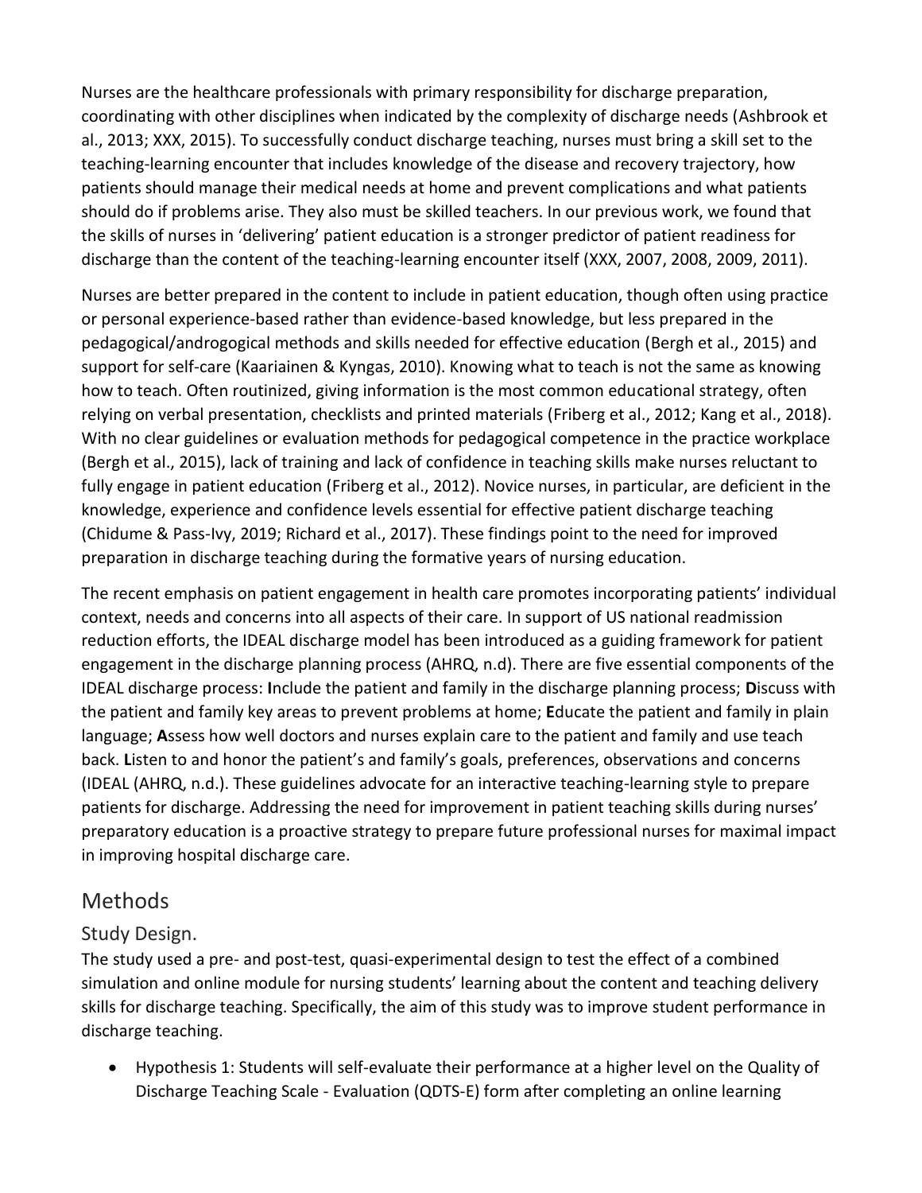Nurses are the healthcare professionals with primary responsibility for discharge preparation, coordinating with other disciplines when indicated by the complexity of discharge needs (Ashbrook et al., 2013; XXX, 2015). To successfully conduct discharge teaching, nurses must bring a skill set to the teaching-learning encounter that includes knowledge of the disease and recovery trajectory, how patients should manage their medical needs at home and prevent complications and what patients should do if problems arise. They also must be skilled teachers. In our previous work, we found that the skills of nurses in 'delivering' patient education is a stronger predictor of patient readiness for discharge than the content of the teaching-learning encounter itself (XXX, 2007, 2008, 2009, 2011).

Nurses are better prepared in the content to include in patient education, though often using practice or personal experience-based rather than evidence-based knowledge, but less prepared in the pedagogical/androgogical methods and skills needed for effective education (Bergh et al., 2015) and support for self-care (Kaariainen & Kyngas, 2010). Knowing what to teach is not the same as knowing how to teach. Often routinized, giving information is the most common educational strategy, often relying on verbal presentation, checklists and printed materials (Friberg et al., 2012; Kang et al., 2018). With no clear guidelines or evaluation methods for pedagogical competence in the practice workplace (Bergh et al., 2015), lack of training and lack of confidence in teaching skills make nurses reluctant to fully engage in patient education (Friberg et al., 2012). Novice nurses, in particular, are deficient in the knowledge, experience and confidence levels essential for effective patient discharge teaching (Chidume & Pass-Ivy, 2019; Richard et al., 2017). These findings point to the need for improved preparation in discharge teaching during the formative years of nursing education.

The recent emphasis on patient engagement in health care promotes incorporating patients' individual context, needs and concerns into all aspects of their care. In support of US national readmission reduction efforts, the IDEAL discharge model has been introduced as a guiding framework for patient engagement in the discharge planning process (AHRQ, n.d). There are five essential components of the IDEAL discharge process: **I**nclude the patient and family in the discharge planning process; **D**iscuss with the patient and family key areas to prevent problems at home; **E**ducate the patient and family in plain language; **A**ssess how well doctors and nurses explain care to the patient and family and use teach back. **L**isten to and honor the patient's and family's goals, preferences, observations and concerns (IDEAL (AHRQ, n.d.). These guidelines advocate for an interactive teaching-learning style to prepare patients for discharge. Addressing the need for improvement in patient teaching skills during nurses' preparatory education is a proactive strategy to prepare future professional nurses for maximal impact in improving hospital discharge care.

## Methods

### Study Design.

The study used a pre- and post-test, quasi-experimental design to test the effect of a combined simulation and online module for nursing students' learning about the content and teaching delivery skills for discharge teaching. Specifically, the aim of this study was to improve student performance in discharge teaching.

- Hypothesis 1: Students will self-evaluate their performance at a higher level on the Quality of Discharge Teaching Scale - Evaluation (QDTS-E) form after completing an online learning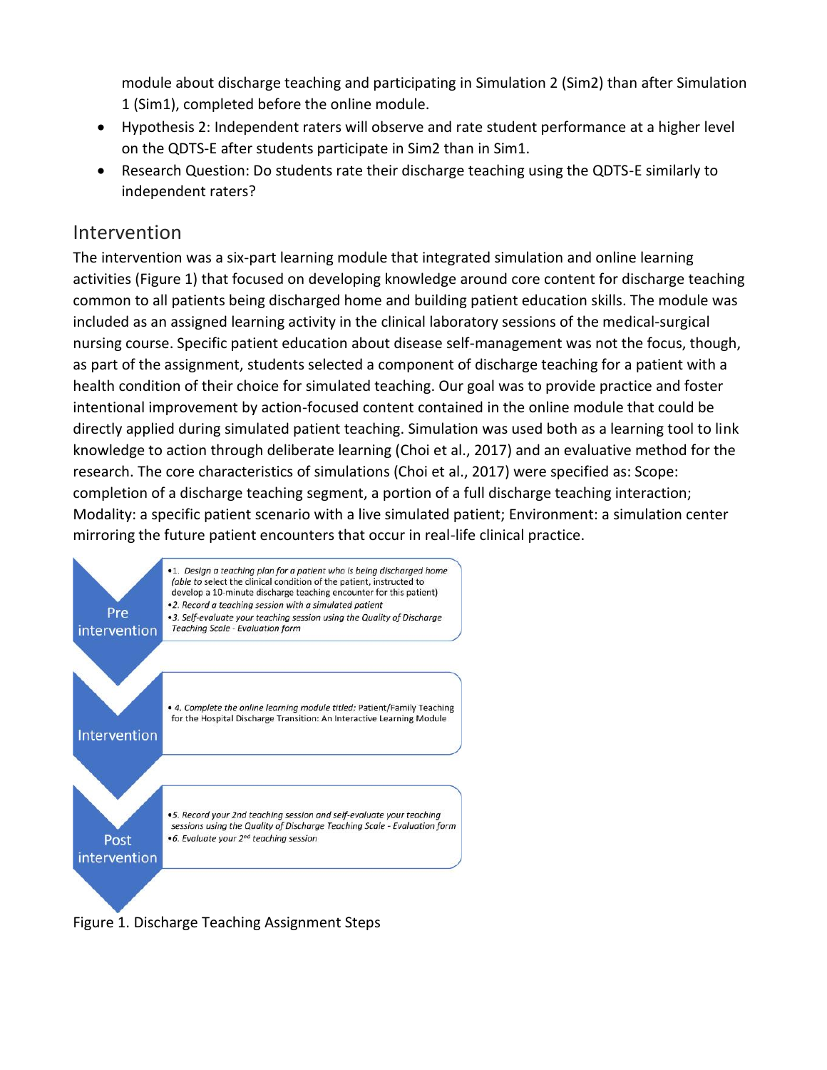module about discharge teaching and participating in Simulation 2 (Sim2) than after Simulation 1 (Sim1), completed before the online module.

- Hypothesis 2: Independent raters will observe and rate student performance at a higher level on the QDTS-E after students participate in Sim2 than in Sim1.
- Research Question: Do students rate their discharge teaching using the QDTS-E similarly to independent raters?

## Intervention

The intervention was a six-part learning module that integrated simulation and online learning activities (Figure 1) that focused on developing knowledge around core content for discharge teaching common to all patients being discharged home and building patient education skills. The module was included as an assigned learning activity in the clinical laboratory sessions of the medical-surgical nursing course. Specific patient education about disease self-management was not the focus, though, as part of the assignment, students selected a component of discharge teaching for a patient with a health condition of their choice for simulated teaching. Our goal was to provide practice and foster intentional improvement by action-focused content contained in the online module that could be directly applied during simulated patient teaching. Simulation was used both as a learning tool to link knowledge to action through deliberate learning (Choi et al., 2017) and an evaluative method for the research. The core characteristics of simulations (Choi et al., 2017) were specified as: Scope: completion of a discharge teaching segment, a portion of a full discharge teaching interaction; Modality: a specific patient scenario with a live simulated patient; Environment: a simulation center mirroring the future patient encounters that occur in real-life clinical practice.

**Pre intervention**

- 1. *Design a teaching plan for a patient who is being discharged home (able to select the clinical condition of the patient, instructed to develop a 10-minute discharge teaching encounter for this patient)*
- 2. *Record a teaching session with a simulated patient*
- 3. *Self-evaluate your teaching session using the Quality of Discharge Teaching Scale - Evaluation form*

**Intervention**

- 4. *Complete the online learning module titled:* Patient/Family Teaching for the Hospital Discharge Transition: An Interactive Learning Module

**Post intervention**

- 5. *Record your 2nd teaching session and self-evaluate your teaching sessions using the Quality of Discharge Teaching Scale - Evaluation form*
- 6. *Evaluate your 2nd teaching session*

Figure 1. Discharge Teaching Assignment Steps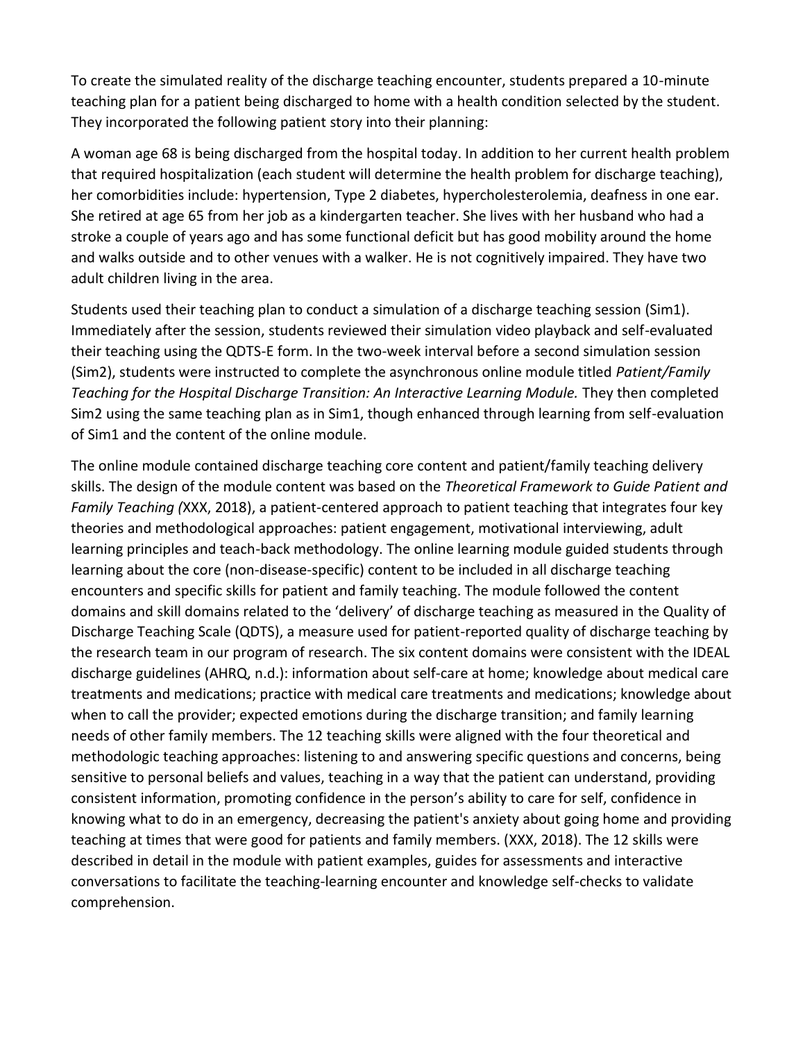To create the simulated reality of the discharge teaching encounter, students prepared a 10-minute teaching plan for a patient being discharged to home with a health condition selected by the student. They incorporated the following patient story into their planning:

A woman age 68 is being discharged from the hospital today. In addition to her current health problem that required hospitalization (each student will determine the health problem for discharge teaching), her comorbidities include: hypertension, Type 2 diabetes, hypercholesterolemia, deafness in one ear. She retired at age 65 from her job as a kindergarten teacher. She lives with her husband who had a stroke a couple of years ago and has some functional deficit but has good mobility around the home and walks outside and to other venues with a walker. He is not cognitively impaired. They have two adult children living in the area.

Students used their teaching plan to conduct a simulation of a discharge teaching session (Sim1). Immediately after the session, students reviewed their simulation video playback and self-evaluated their teaching using the QDTS-E form. In the two-week interval before a second simulation session (Sim2), students were instructed to complete the asynchronous online module titled *Patient/Family Teaching for the Hospital Discharge Transition: An Interactive Learning Module.* They then completed Sim2 using the same teaching plan as in Sim1, though enhanced through learning from self-evaluation of Sim1 and the content of the online module.

The online module contained discharge teaching core content and patient/family teaching delivery skills. The design of the module content was based on the *Theoretical Framework to Guide Patient and Family Teaching (*XXX, 2018), a patient-centered approach to patient teaching that integrates four key theories and methodological approaches: patient engagement, motivational interviewing, adult learning principles and teach-back methodology. The online learning module guided students through learning about the core (non-disease-specific) content to be included in all discharge teaching encounters and specific skills for patient and family teaching. The module followed the content domains and skill domains related to the 'delivery' of discharge teaching as measured in the Quality of Discharge Teaching Scale (QDTS), a measure used for patient-reported quality of discharge teaching by the research team in our program of research. The six content domains were consistent with the IDEAL discharge guidelines (AHRQ, n.d.): information about self-care at home; knowledge about medical care treatments and medications; practice with medical care treatments and medications; knowledge about when to call the provider; expected emotions during the discharge transition; and family learning needs of other family members. The 12 teaching skills were aligned with the four theoretical and methodologic teaching approaches: listening to and answering specific questions and concerns, being sensitive to personal beliefs and values, teaching in a way that the patient can understand, providing consistent information, promoting confidence in the person's ability to care for self, confidence in knowing what to do in an emergency, decreasing the patient's anxiety about going home and providing teaching at times that were good for patients and family members. (XXX, 2018). The 12 skills were described in detail in the module with patient examples, guides for assessments and interactive conversations to facilitate the teaching-learning encounter and knowledge self-checks to validate comprehension.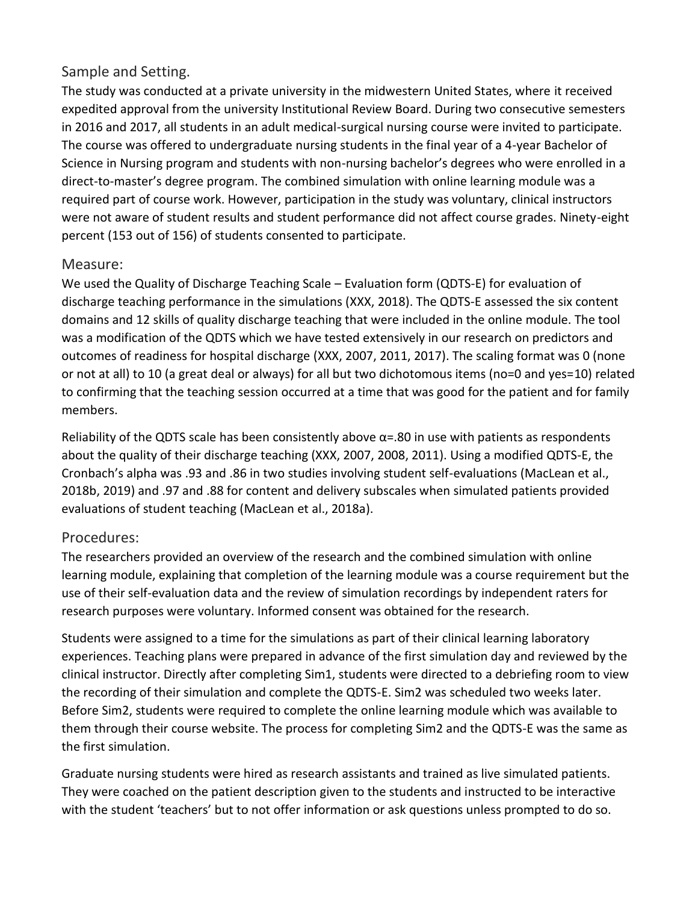## Sample and Setting.

The study was conducted at a private university in the midwestern United States, where it received expedited approval from the university Institutional Review Board. During two consecutive semesters in 2016 and 2017, all students in an adult medical-surgical nursing course were invited to participate. The course was offered to undergraduate nursing students in the final year of a 4-year Bachelor of Science in Nursing program and students with non-nursing bachelor's degrees who were enrolled in a direct-to-master's degree program. The combined simulation with online learning module was a required part of course work. However, participation in the study was voluntary, clinical instructors were not aware of student results and student performance did not affect course grades. Ninety-eight percent (153 out of 156) of students consented to participate.

## Measure:

We used the Quality of Discharge Teaching Scale – Evaluation form (QDTS-E) for evaluation of discharge teaching performance in the simulations (XXX, 2018). The QDTS-E assessed the six content domains and 12 skills of quality discharge teaching that were included in the online module. The tool was a modification of the QDTS which we have tested extensively in our research on predictors and outcomes of readiness for hospital discharge (XXX, 2007, 2011, 2017). The scaling format was 0 (none or not at all) to 10 (a great deal or always) for all but two dichotomous items (no=0 and yes=10) related to confirming that the teaching session occurred at a time that was good for the patient and for family members.

Reliability of the QDTS scale has been consistently above $\alpha$=.80 in use with patients as respondents about the quality of their discharge teaching (XXX, 2007, 2008, 2011). Using a modified QDTS-E, the Cronbach's alpha was .93 and .86 in two studies involving student self-evaluations (MacLean et al., 2018b, 2019) and .97 and .88 for content and delivery subscales when simulated patients provided evaluations of student teaching (MacLean et al., 2018a).

## Procedures:

The researchers provided an overview of the research and the combined simulation with online learning module, explaining that completion of the learning module was a course requirement but the use of their self-evaluation data and the review of simulation recordings by independent raters for research purposes were voluntary. Informed consent was obtained for the research.

Students were assigned to a time for the simulations as part of their clinical learning laboratory experiences. Teaching plans were prepared in advance of the first simulation day and reviewed by the clinical instructor. Directly after completing Sim1, students were directed to a debriefing room to view the recording of their simulation and complete the QDTS-E. Sim2 was scheduled two weeks later. Before Sim2, students were required to complete the online learning module which was available to them through their course website. The process for completing Sim2 and the QDTS-E was the same as the first simulation.

Graduate nursing students were hired as research assistants and trained as live simulated patients. They were coached on the patient description given to the students and instructed to be interactive with the student 'teachers' but to not offer information or ask questions unless prompted to do so.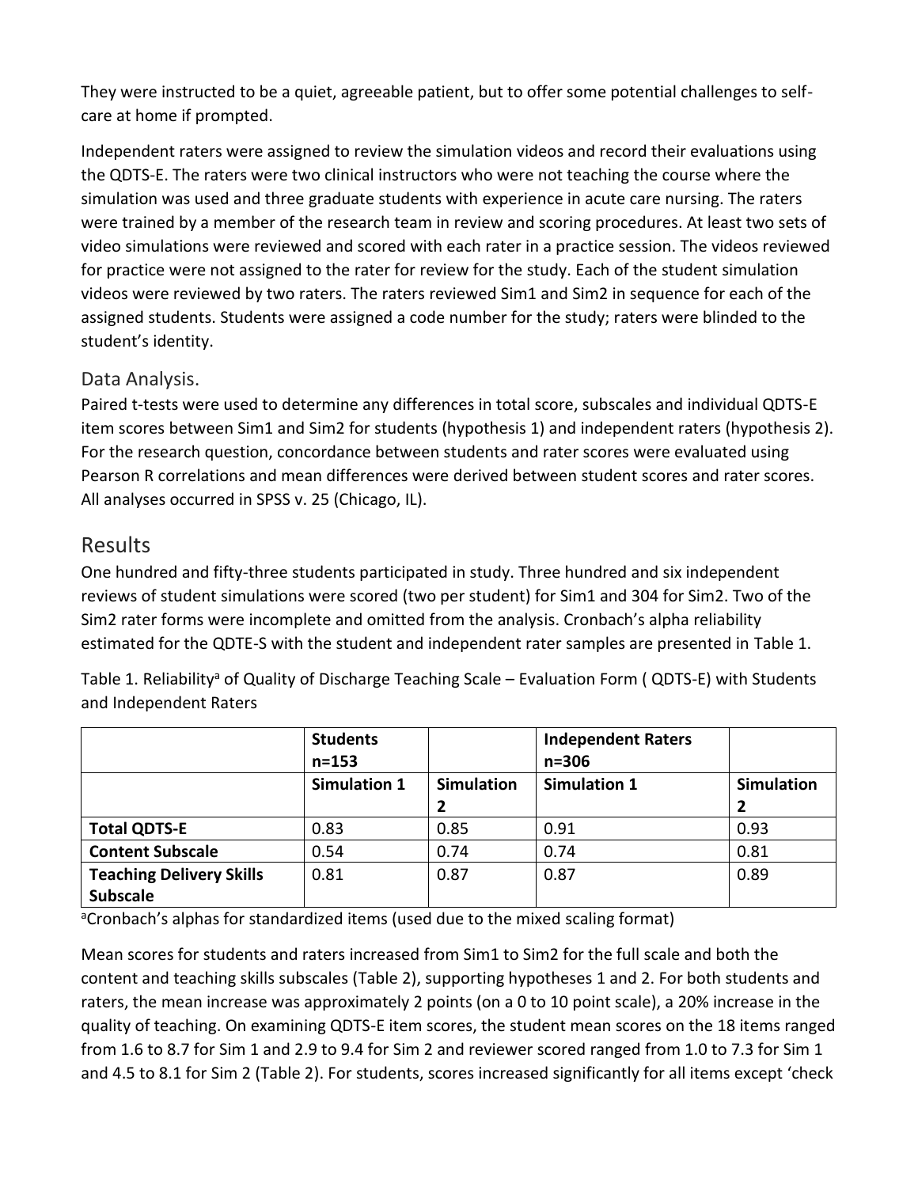They were instructed to be a quiet, agreeable patient, but to offer some potential challenges to self-care at home if prompted.

Independent raters were assigned to review the simulation videos and record their evaluations using the QDTS-E. The raters were two clinical instructors who were not teaching the course where the simulation was used and three graduate students with experience in acute care nursing. The raters were trained by a member of the research team in review and scoring procedures. At least two sets of video simulations were reviewed and scored with each rater in a practice session. The videos reviewed for practice were not assigned to the rater for review for the study. Each of the student simulation videos were reviewed by two raters. The raters reviewed Sim1 and Sim2 in sequence for each of the assigned students. Students were assigned a code number for the study; raters were blinded to the student's identity.

### Data Analysis.

Paired t-tests were used to determine any differences in total score, subscales and individual QDTS-E item scores between Sim1 and Sim2 for students (hypothesis 1) and independent raters (hypothesis 2). For the research question, concordance between students and rater scores were evaluated using Pearson R correlations and mean differences were derived between student scores and rater scores. All analyses occurred in SPSS v. 25 (Chicago, IL).

## Results

One hundred and fifty-three students participated in study. Three hundred and six independent reviews of student simulations were scored (two per student) for Sim1 and 304 for Sim2. Two of the Sim2 rater forms were incomplete and omitted from the analysis. Cronbach's alpha reliability estimated for the QDTE-S with the student and independent rater samples are presented in Table 1.

Table 1. Reliability[a] of Quality of Discharge Teaching Scale – Evaluation Form ( QDTS-E) with Students and Independent Raters

| | **Students n=153** | | **Independent Raters n=306** | |
|---|---|---|---|---|
| | **Simulation 1** | **Simulation 2** | **Simulation 1** | **Simulation 2** |
| **Total QDTS-E** | 0.83 | 0.85 | 0.91 | 0.93 |
| **Content Subscale** | 0.54 | 0.74 | 0.74 | 0.81 |
| **Teaching Delivery Skills Subscale** | 0.81 | 0.87 | 0.87 | 0.89 |

[a]Cronbach's alphas for standardized items (used due to the mixed scaling format)

Mean scores for students and raters increased from Sim1 to Sim2 for the full scale and both the content and teaching skills subscales (Table 2), supporting hypotheses 1 and 2. For both students and raters, the mean increase was approximately 2 points (on a 0 to 10 point scale), a 20% increase in the quality of teaching. On examining QDTS-E item scores, the student mean scores on the 18 items ranged from 1.6 to 8.7 for Sim 1 and 2.9 to 9.4 for Sim 2 and reviewer scored ranged from 1.0 to 7.3 for Sim 1 and 4.5 to 8.1 for Sim 2 (Table 2). For students, scores increased significantly for all items except 'check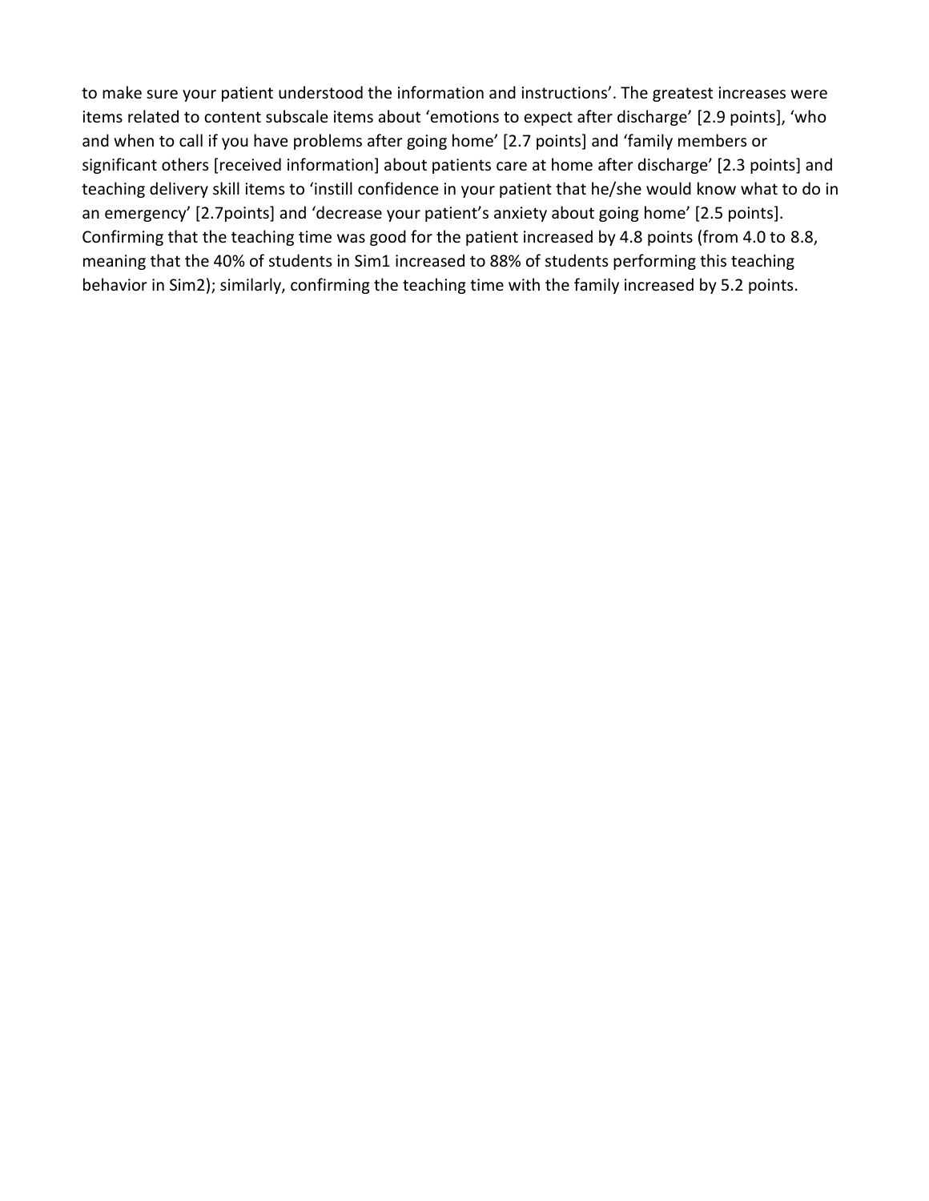to make sure your patient understood the information and instructions'. The greatest increases were items related to content subscale items about 'emotions to expect after discharge' [2.9 points], 'who and when to call if you have problems after going home' [2.7 points] and 'family members or significant others [received information] about patients care at home after discharge' [2.3 points] and teaching delivery skill items to 'instill confidence in your patient that he/she would know what to do in an emergency' [2.7points] and 'decrease your patient's anxiety about going home' [2.5 points]. Confirming that the teaching time was good for the patient increased by 4.8 points (from 4.0 to 8.8, meaning that the 40% of students in Sim1 increased to 88% of students performing this teaching behavior in Sim2); similarly, confirming the teaching time with the family increased by 5.2 points.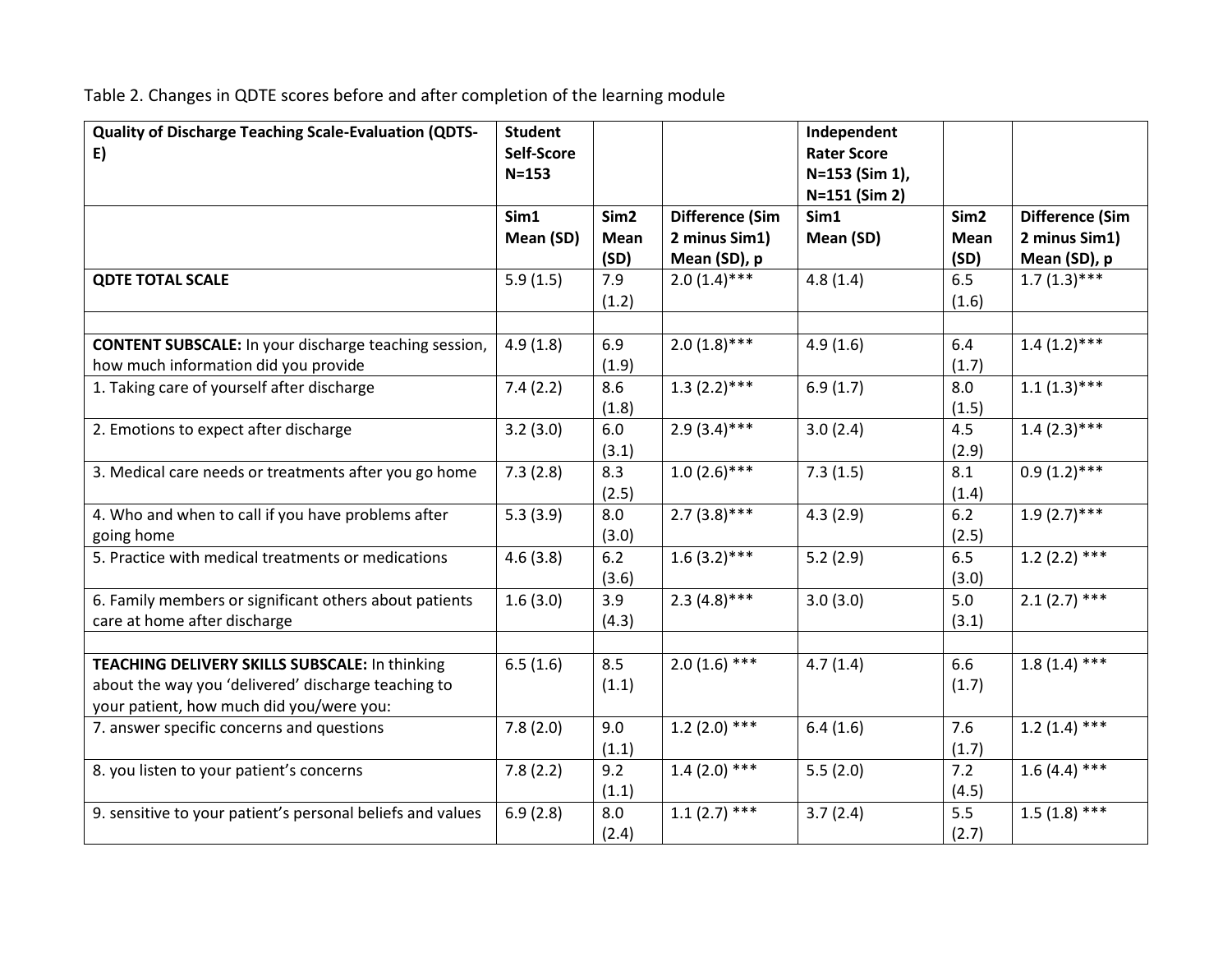Table 2. Changes in QDTE scores before and after completion of the learning module

| Quality of Discharge Teaching Scale-Evaluation (QDTS-E) | Student Self-Score N=153 | | | Independent Rater Score N=153 (Sim 1), N=151 (Sim 2) | | |
|---|---|---|---|---|---|---|
| | Sim1 Mean (SD) | Sim2 Mean (SD) | Difference (Sim 2 minus Sim1) Mean (SD), p | Sim1 Mean (SD) | Sim2 Mean (SD) | Difference (Sim 2 minus Sim1) Mean (SD), p |
| **QDTE TOTAL SCALE** | 5.9 (1.5) | 7.9 (1.2) | 2.0 (1.4)*** | 4.8 (1.4) | 6.5 (1.6) | 1.7 (1.3)*** |
| | | | | | | |
| **CONTENT SUBSCALE:** In your discharge teaching session, how much information did you provide | 4.9 (1.8) | 6.9 (1.9) | 2.0 (1.8)*** | 4.9 (1.6) | 6.4 (1.7) | 1.4 (1.2)*** |
| 1. Taking care of yourself after discharge | 7.4 (2.2) | 8.6 (1.8) | 1.3 (2.2)*** | 6.9 (1.7) | 8.0 (1.5) | 1.1 (1.3)*** |
| 2. Emotions to expect after discharge | 3.2 (3.0) | 6.0 (3.1) | 2.9 (3.4)*** | 3.0 (2.4) | 4.5 (2.9) | 1.4 (2.3)*** |
| 3. Medical care needs or treatments after you go home | 7.3 (2.8) | 8.3 (2.5) | 1.0 (2.6)*** | 7.3 (1.5) | 8.1 (1.4) | 0.9 (1.2)*** |
| 4. Who and when to call if you have problems after going home | 5.3 (3.9) | 8.0 (3.0) | 2.7 (3.8)*** | 4.3 (2.9) | 6.2 (2.5) | 1.9 (2.7)*** |
| 5. Practice with medical treatments or medications | 4.6 (3.8) | 6.2 (3.6) | 1.6 (3.2)*** | 5.2 (2.9) | 6.5 (3.0) | 1.2 (2.2) *** |
| 6. Family members or significant others about patients care at home after discharge | 1.6 (3.0) | 3.9 (4.3) | 2.3 (4.8)*** | 3.0 (3.0) | 5.0 (3.1) | 2.1 (2.7) *** |
| | | | | | | |
| **TEACHING DELIVERY SKILLS SUBSCALE:** In thinking about the way you 'delivered' discharge teaching to your patient, how much did you/were you: | 6.5 (1.6) | 8.5 (1.1) | 2.0 (1.6) *** | 4.7 (1.4) | 6.6 (1.7) | 1.8 (1.4) *** |
| 7. answer specific concerns and questions | 7.8 (2.0) | 9.0 (1.1) | 1.2 (2.0) *** | 6.4 (1.6) | 7.6 (1.7) | 1.2 (1.4) *** |
| 8. you listen to your patient's concerns | 7.8 (2.2) | 9.2 (1.1) | 1.4 (2.0) *** | 5.5 (2.0) | 7.2 (4.5) | 1.6 (4.4) *** |
| 9. sensitive to your patient's personal beliefs and values | 6.9 (2.8) | 8.0 (2.4) | 1.1 (2.7) *** | 3.7 (2.4) | 5.5 (2.7) | 1.5 (1.8) *** |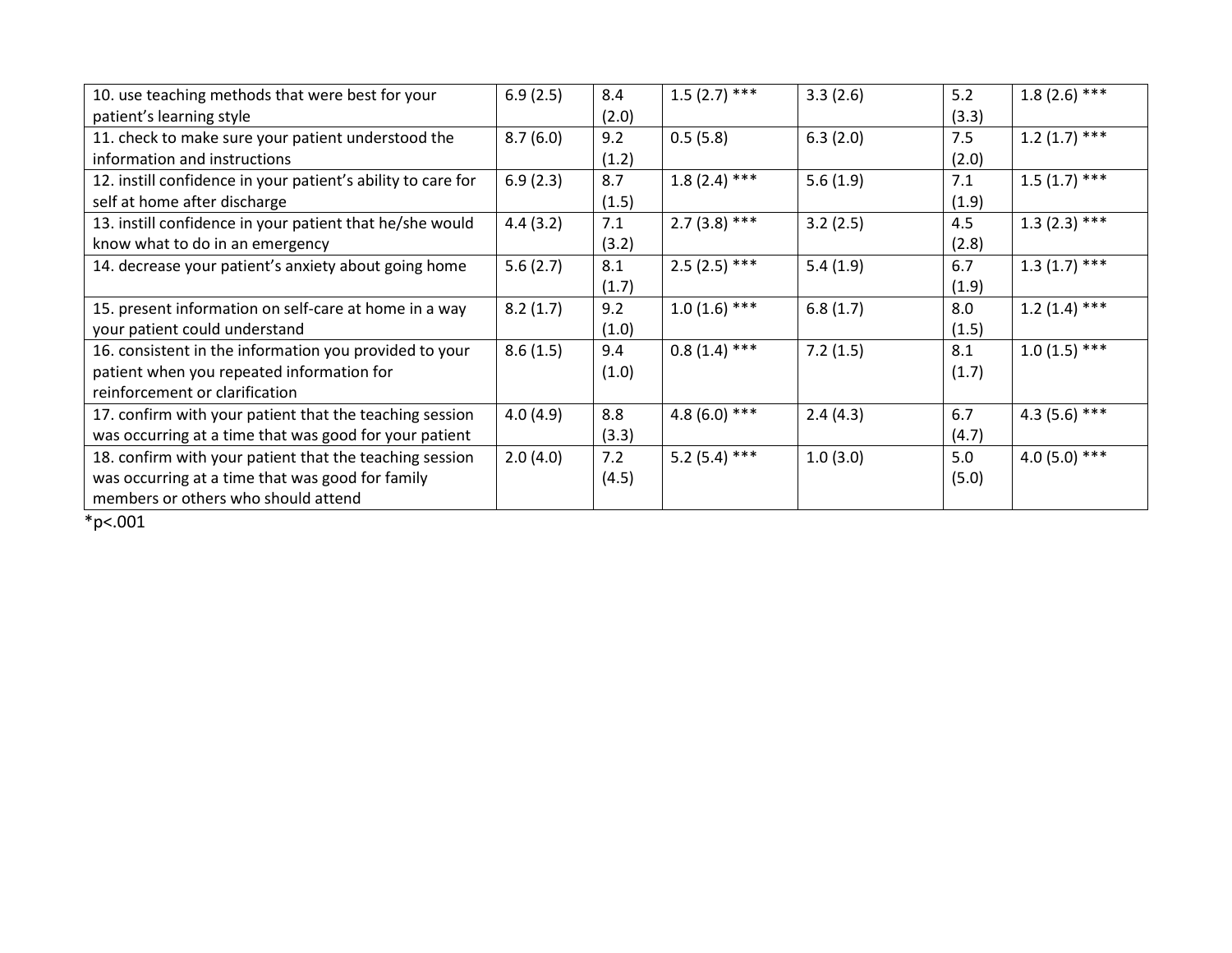| | | | | | | |
|---|---|---|---|---|---|---|
| 10. use teaching methods that were best for your patient's learning style | 6.9 (2.5) | 8.4 (2.0) | 1.5 (2.7) *** | 3.3 (2.6) | 5.2 (3.3) | 1.8 (2.6) *** |
| 11. check to make sure your patient understood the information and instructions | 8.7 (6.0) | 9.2 (1.2) | 0.5 (5.8) | 6.3 (2.0) | 7.5 (2.0) | 1.2 (1.7) *** |
| 12. instill confidence in your patient's ability to care for self at home after discharge | 6.9 (2.3) | 8.7 (1.5) | 1.8 (2.4) *** | 5.6 (1.9) | 7.1 (1.9) | 1.5 (1.7) *** |
| 13. instill confidence in your patient that he/she would know what to do in an emergency | 4.4 (3.2) | 7.1 (3.2) | 2.7 (3.8) *** | 3.2 (2.5) | 4.5 (2.8) | 1.3 (2.3) *** |
| 14. decrease your patient's anxiety about going home | 5.6 (2.7) | 8.1 (1.7) | 2.5 (2.5) *** | 5.4 (1.9) | 6.7 (1.9) | 1.3 (1.7) *** |
| 15. present information on self-care at home in a way your patient could understand | 8.2 (1.7) | 9.2 (1.0) | 1.0 (1.6) *** | 6.8 (1.7) | 8.0 (1.5) | 1.2 (1.4) *** |
| 16. consistent in the information you provided to your patient when you repeated information for reinforcement or clarification | 8.6 (1.5) | 9.4 (1.0) | 0.8 (1.4) *** | 7.2 (1.5) | 8.1 (1.7) | 1.0 (1.5) *** |
| 17. confirm with your patient that the teaching session was occurring at a time that was good for your patient | 4.0 (4.9) | 8.8 (3.3) | 4.8 (6.0) *** | 2.4 (4.3) | 6.7 (4.7) | 4.3 (5.6) *** |
| 18. confirm with your patient that the teaching session was occurring at a time that was good for family members or others who should attend | 2.0 (4.0) | 7.2 (4.5) | 5.2 (5.4) *** | 1.0 (3.0) | 5.0 (5.0) | 4.0 (5.0) *** |

*p<.001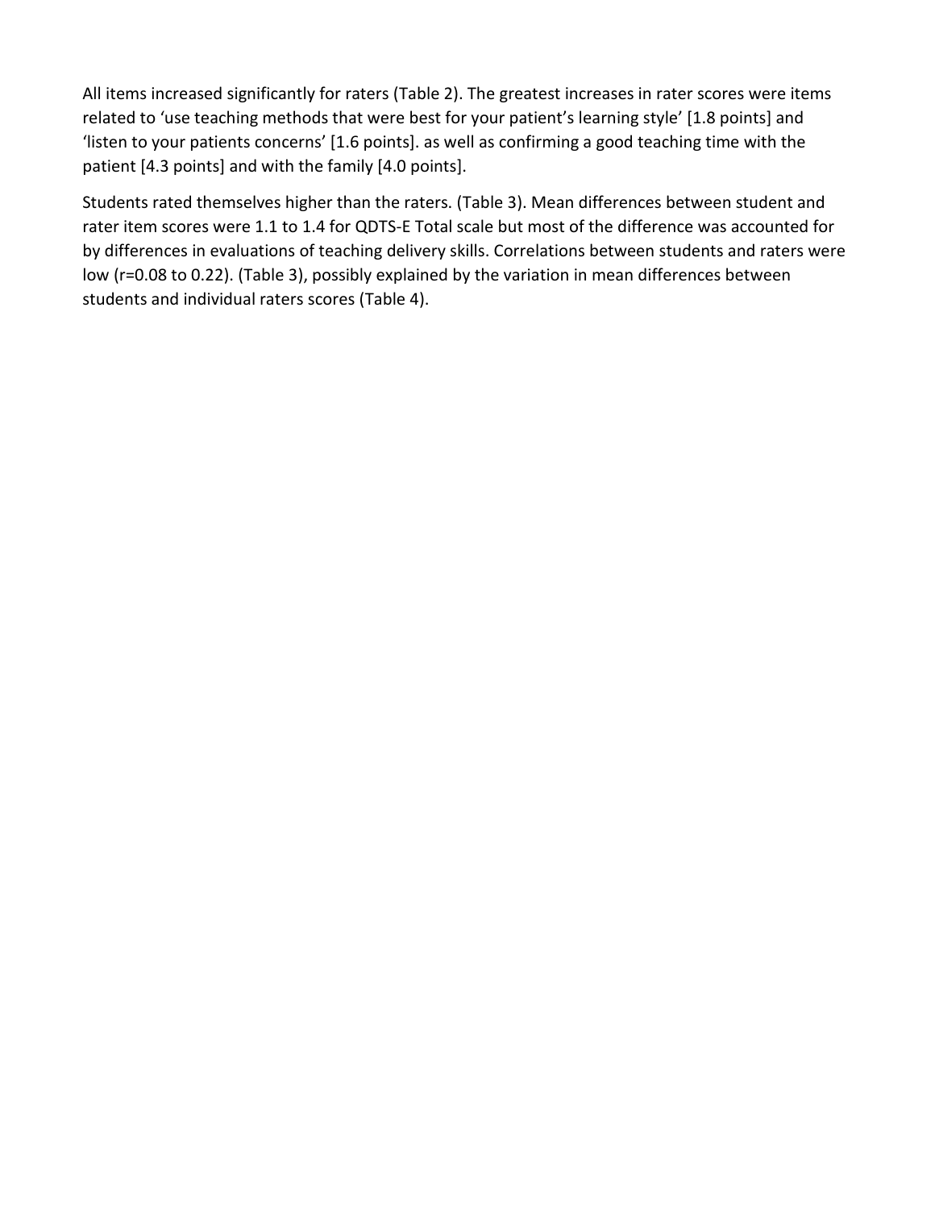All items increased significantly for raters (Table 2). The greatest increases in rater scores were items related to 'use teaching methods that were best for your patient's learning style' [1.8 points] and 'listen to your patients concerns' [1.6 points]. as well as confirming a good teaching time with the patient [4.3 points] and with the family [4.0 points].

Students rated themselves higher than the raters. (Table 3). Mean differences between student and rater item scores were 1.1 to 1.4 for QDTS-E Total scale but most of the difference was accounted for by differences in evaluations of teaching delivery skills. Correlations between students and raters were low (r=0.08 to 0.22). (Table 3), possibly explained by the variation in mean differences between students and individual raters scores (Table 4).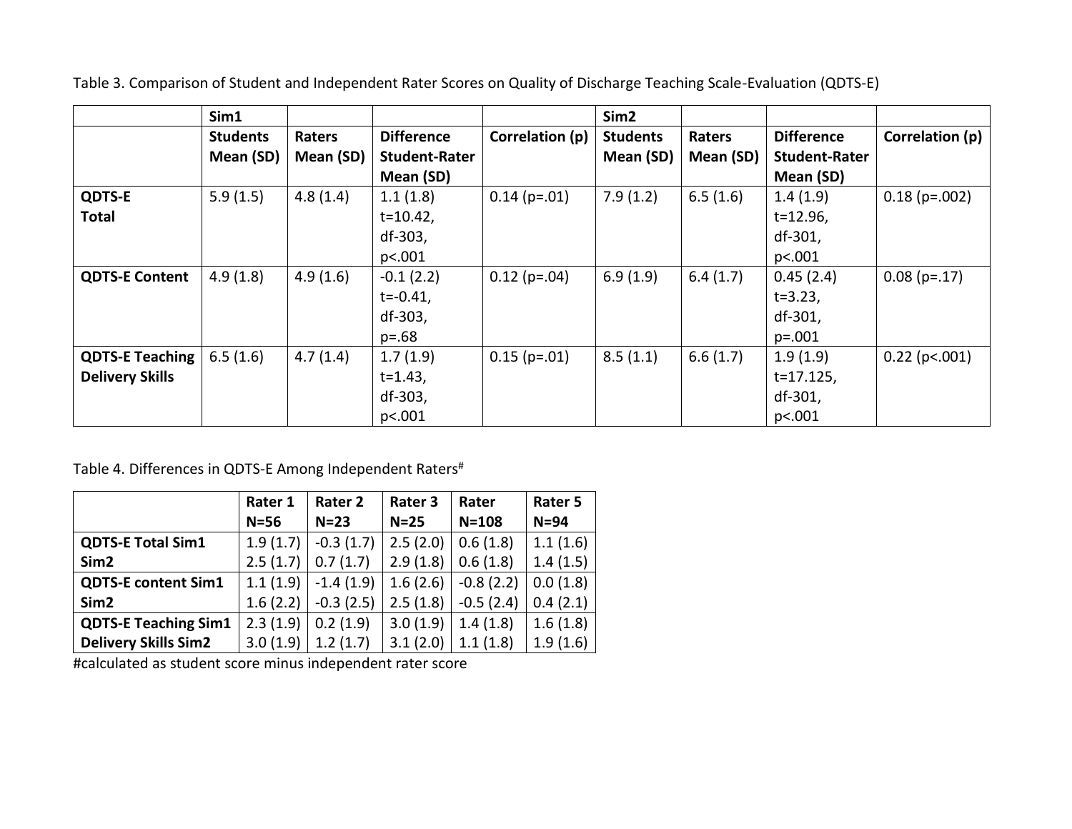Table 3. Comparison of Student and Independent Rater Scores on Quality of Discharge Teaching Scale-Evaluation (QDTS-E)

| | Sim1 | | | | Sim2 | | | |
|---|---|---|---|---|---|---|---|---|
| | **Students Mean (SD)** | **Raters Mean (SD)** | **Difference Student-Rater Mean (SD)** | **Correlation (p)** | **Students Mean (SD)** | **Raters Mean (SD)** | **Difference Student-Rater Mean (SD)** | **Correlation (p)** |
| **QDTS-E Total** | 5.9 (1.5) | 4.8 (1.4) | 1.1 (1.8) t=10.42, df-303, p<.001 | 0.14 (p=.01) | 7.9 (1.2) | 6.5 (1.6) | 1.4 (1.9) t=12.96, df-301, p<.001 | 0.18 (p=.002) |
| **QDTS-E Content** | 4.9 (1.8) | 4.9 (1.6) | -0.1 (2.2) t=-0.41, df-303, p=.68 | 0.12 (p=.04) | 6.9 (1.9) | 6.4 (1.7) | 0.45 (2.4) t=3.23, df-301, p=.001 | 0.08 (p=.17) |
| **QDTS-E Teaching Delivery Skills** | 6.5 (1.6) | 4.7 (1.4) | 1.7 (1.9) t=1.43, df-303, p<.001 | 0.15 (p=.01) | 8.5 (1.1) | 6.6 (1.7) | 1.9 (1.9) t=17.125, df-301, p<.001 | 0.22 (p<.001) |

Table 4. Differences in QDTS-E Among Independent Raters[#]

| | Rater 1 N=56 | Rater 2 N=23 | Rater 3 N=25 | Rater N=108 | Rater 5 N=94 |
|---|---|---|---|---|---|
| **QDTS-E Total Sim1** | 1.9 (1.7) | -0.3 (1.7) | 2.5 (2.0) | 0.6 (1.8) | 1.1 (1.6) |
| **Sim2** | 2.5 (1.7) | 0.7 (1.7) | 2.9 (1.8) | 0.6 (1.8) | 1.4 (1.5) |
| **QDTS-E content Sim1** | 1.1 (1.9) | -1.4 (1.9) | 1.6 (2.6) | -0.8 (2.2) | 0.0 (1.8) |
| **Sim2** | 1.6 (2.2) | -0.3 (2.5) | 2.5 (1.8) | -0.5 (2.4) | 0.4 (2.1) |
| **QDTS-E Teaching Sim1** | 2.3 (1.9) | 0.2 (1.9) | 3.0 (1.9) | 1.4 (1.8) | 1.6 (1.8) |
| **Delivery Skills Sim2** | 3.0 (1.9) | 1.2 (1.7) | 3.1 (2.0) | 1.1 (1.8) | 1.9 (1.6) |

#calculated as student score minus independent rater score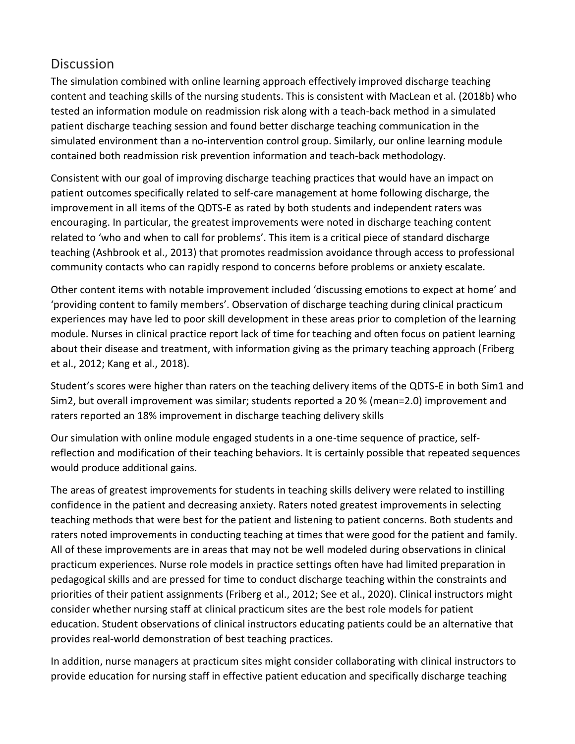## Discussion

The simulation combined with online learning approach effectively improved discharge teaching content and teaching skills of the nursing students. This is consistent with MacLean et al. (2018b) who tested an information module on readmission risk along with a teach-back method in a simulated patient discharge teaching session and found better discharge teaching communication in the simulated environment than a no-intervention control group. Similarly, our online learning module contained both readmission risk prevention information and teach-back methodology.

Consistent with our goal of improving discharge teaching practices that would have an impact on patient outcomes specifically related to self-care management at home following discharge, the improvement in all items of the QDTS-E as rated by both students and independent raters was encouraging. In particular, the greatest improvements were noted in discharge teaching content related to 'who and when to call for problems'. This item is a critical piece of standard discharge teaching (Ashbrook et al., 2013) that promotes readmission avoidance through access to professional community contacts who can rapidly respond to concerns before problems or anxiety escalate.

Other content items with notable improvement included 'discussing emotions to expect at home' and 'providing content to family members'. Observation of discharge teaching during clinical practicum experiences may have led to poor skill development in these areas prior to completion of the learning module. Nurses in clinical practice report lack of time for teaching and often focus on patient learning about their disease and treatment, with information giving as the primary teaching approach (Friberg et al., 2012; Kang et al., 2018).

Student's scores were higher than raters on the teaching delivery items of the QDTS-E in both Sim1 and Sim2, but overall improvement was similar; students reported a 20 % (mean=2.0) improvement and raters reported an 18% improvement in discharge teaching delivery skills

Our simulation with online module engaged students in a one-time sequence of practice, self-reflection and modification of their teaching behaviors. It is certainly possible that repeated sequences would produce additional gains.

The areas of greatest improvements for students in teaching skills delivery were related to instilling confidence in the patient and decreasing anxiety. Raters noted greatest improvements in selecting teaching methods that were best for the patient and listening to patient concerns. Both students and raters noted improvements in conducting teaching at times that were good for the patient and family. All of these improvements are in areas that may not be well modeled during observations in clinical practicum experiences. Nurse role models in practice settings often have had limited preparation in pedagogical skills and are pressed for time to conduct discharge teaching within the constraints and priorities of their patient assignments (Friberg et al., 2012; See et al., 2020). Clinical instructors might consider whether nursing staff at clinical practicum sites are the best role models for patient education. Student observations of clinical instructors educating patients could be an alternative that provides real-world demonstration of best teaching practices.

In addition, nurse managers at practicum sites might consider collaborating with clinical instructors to provide education for nursing staff in effective patient education and specifically discharge teaching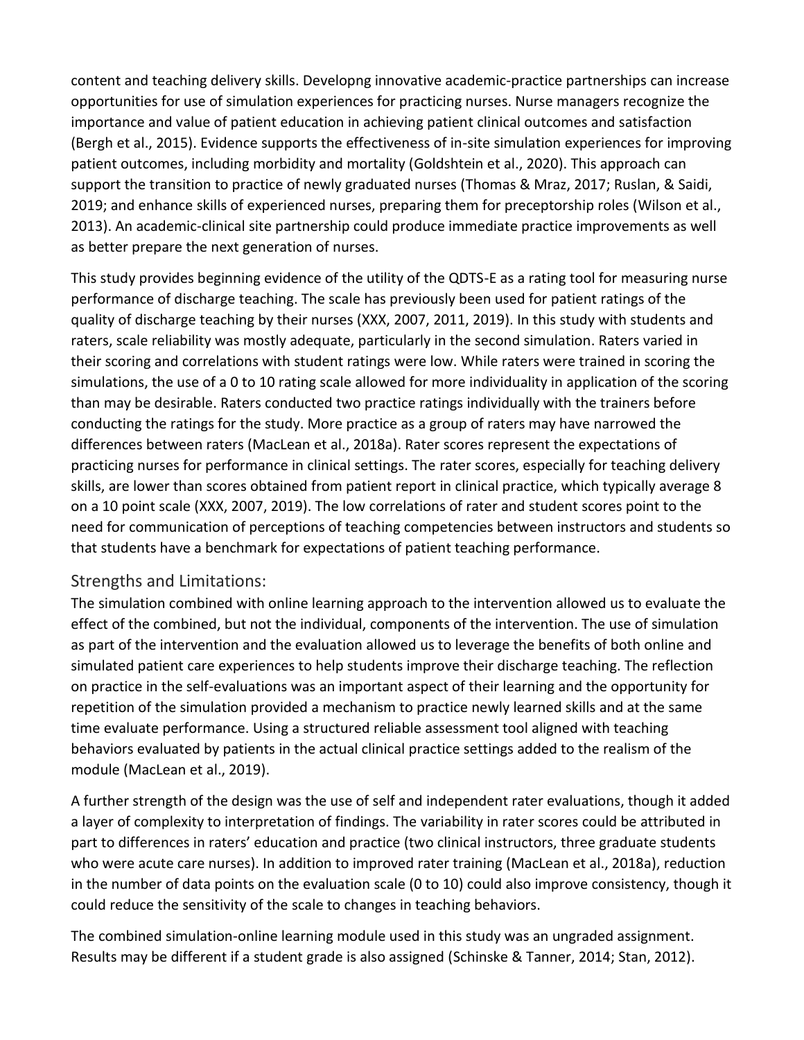content and teaching delivery skills. Developng innovative academic-practice partnerships can increase opportunities for use of simulation experiences for practicing nurses. Nurse managers recognize the importance and value of patient education in achieving patient clinical outcomes and satisfaction (Bergh et al., 2015). Evidence supports the effectiveness of in-site simulation experiences for improving patient outcomes, including morbidity and mortality (Goldshtein et al., 2020). This approach can support the transition to practice of newly graduated nurses (Thomas & Mraz, 2017; Ruslan, & Saidi, 2019; and enhance skills of experienced nurses, preparing them for preceptorship roles (Wilson et al., 2013). An academic-clinical site partnership could produce immediate practice improvements as well as better prepare the next generation of nurses.

This study provides beginning evidence of the utility of the QDTS-E as a rating tool for measuring nurse performance of discharge teaching. The scale has previously been used for patient ratings of the quality of discharge teaching by their nurses (XXX, 2007, 2011, 2019). In this study with students and raters, scale reliability was mostly adequate, particularly in the second simulation. Raters varied in their scoring and correlations with student ratings were low. While raters were trained in scoring the simulations, the use of a 0 to 10 rating scale allowed for more individuality in application of the scoring than may be desirable. Raters conducted two practice ratings individually with the trainers before conducting the ratings for the study. More practice as a group of raters may have narrowed the differences between raters (MacLean et al., 2018a). Rater scores represent the expectations of practicing nurses for performance in clinical settings. The rater scores, especially for teaching delivery skills, are lower than scores obtained from patient report in clinical practice, which typically average 8 on a 10 point scale (XXX, 2007, 2019). The low correlations of rater and student scores point to the need for communication of perceptions of teaching competencies between instructors and students so that students have a benchmark for expectations of patient teaching performance.

## Strengths and Limitations:

The simulation combined with online learning approach to the intervention allowed us to evaluate the effect of the combined, but not the individual, components of the intervention. The use of simulation as part of the intervention and the evaluation allowed us to leverage the benefits of both online and simulated patient care experiences to help students improve their discharge teaching. The reflection on practice in the self-evaluations was an important aspect of their learning and the opportunity for repetition of the simulation provided a mechanism to practice newly learned skills and at the same time evaluate performance. Using a structured reliable assessment tool aligned with teaching behaviors evaluated by patients in the actual clinical practice settings added to the realism of the module (MacLean et al., 2019).

A further strength of the design was the use of self and independent rater evaluations, though it added a layer of complexity to interpretation of findings. The variability in rater scores could be attributed in part to differences in raters' education and practice (two clinical instructors, three graduate students who were acute care nurses). In addition to improved rater training (MacLean et al., 2018a), reduction in the number of data points on the evaluation scale (0 to 10) could also improve consistency, though it could reduce the sensitivity of the scale to changes in teaching behaviors.

The combined simulation-online learning module used in this study was an ungraded assignment. Results may be different if a student grade is also assigned (Schinske & Tanner, 2014; Stan, 2012).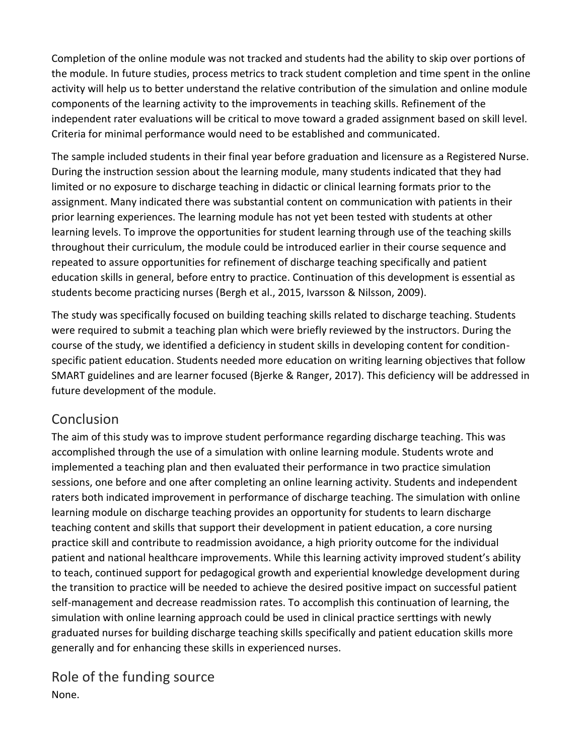Completion of the online module was not tracked and students had the ability to skip over portions of the module. In future studies, process metrics to track student completion and time spent in the online activity will help us to better understand the relative contribution of the simulation and online module components of the learning activity to the improvements in teaching skills. Refinement of the independent rater evaluations will be critical to move toward a graded assignment based on skill level. Criteria for minimal performance would need to be established and communicated.

The sample included students in their final year before graduation and licensure as a Registered Nurse. During the instruction session about the learning module, many students indicated that they had limited or no exposure to discharge teaching in didactic or clinical learning formats prior to the assignment. Many indicated there was substantial content on communication with patients in their prior learning experiences. The learning module has not yet been tested with students at other learning levels. To improve the opportunities for student learning through use of the teaching skills throughout their curriculum, the module could be introduced earlier in their course sequence and repeated to assure opportunities for refinement of discharge teaching specifically and patient education skills in general, before entry to practice. Continuation of this development is essential as students become practicing nurses (Bergh et al., 2015, Ivarsson & Nilsson, 2009).

The study was specifically focused on building teaching skills related to discharge teaching. Students were required to submit a teaching plan which were briefly reviewed by the instructors. During the course of the study, we identified a deficiency in student skills in developing content for condition-specific patient education. Students needed more education on writing learning objectives that follow SMART guidelines and are learner focused (Bjerke & Ranger, 2017). This deficiency will be addressed in future development of the module.

## Conclusion

The aim of this study was to improve student performance regarding discharge teaching. This was accomplished through the use of a simulation with online learning module. Students wrote and implemented a teaching plan and then evaluated their performance in two practice simulation sessions, one before and one after completing an online learning activity. Students and independent raters both indicated improvement in performance of discharge teaching. The simulation with online learning module on discharge teaching provides an opportunity for students to learn discharge teaching content and skills that support their development in patient education, a core nursing practice skill and contribute to readmission avoidance, a high priority outcome for the individual patient and national healthcare improvements. While this learning activity improved student's ability to teach, continued support for pedagogical growth and experiential knowledge development during the transition to practice will be needed to achieve the desired positive impact on successful patient self-management and decrease readmission rates. To accomplish this continuation of learning, the simulation with online learning approach could be used in clinical practice serttings with newly graduated nurses for building discharge teaching skills specifically and patient education skills more generally and for enhancing these skills in experienced nurses.

## Role of the funding source

None.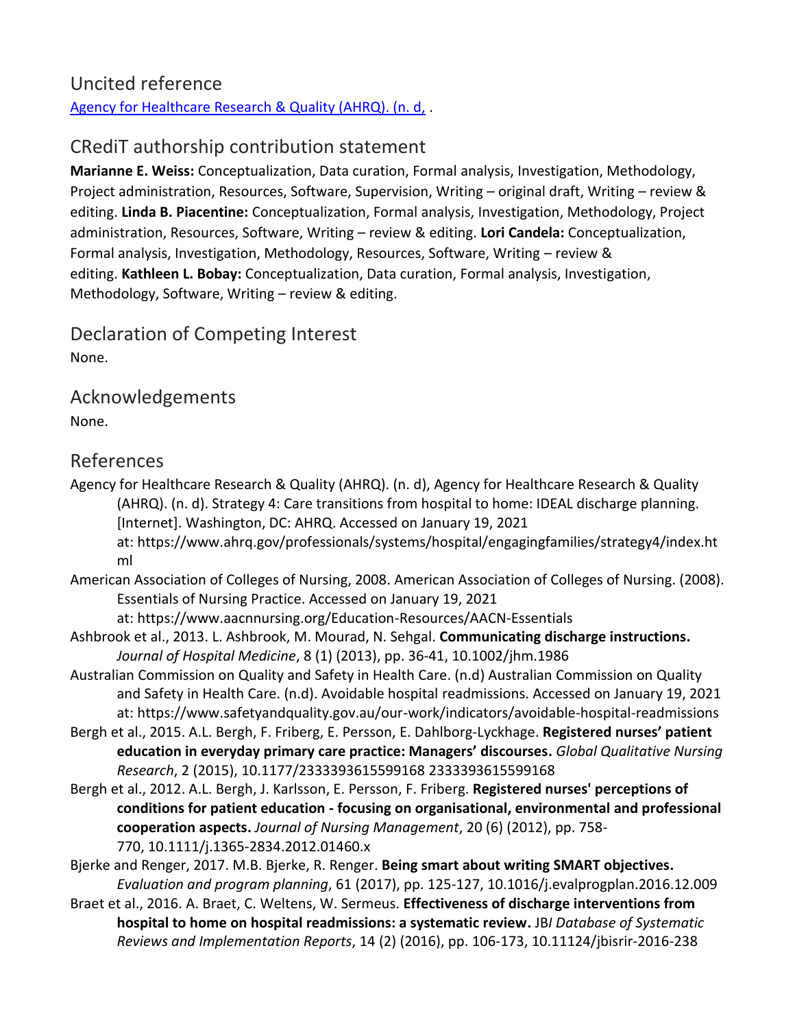## Uncited reference

[Agency for Healthcare Research & Quality (AHRQ). (n. d,](#) .

## CRediT authorship contribution statement

**Marianne E. Weiss:** Conceptualization, Data curation, Formal analysis, Investigation, Methodology, Project administration, Resources, Software, Supervision, Writing – original draft, Writing – review & editing. **Linda B. Piacentine:** Conceptualization, Formal analysis, Investigation, Methodology, Project administration, Resources, Software, Writing – review & editing. **Lori Candela:** Conceptualization, Formal analysis, Investigation, Methodology, Resources, Software, Writing – review & editing. **Kathleen L. Bobay:** Conceptualization, Data curation, Formal analysis, Investigation, Methodology, Software, Writing – review & editing.

## Declaration of Competing Interest

None.

## Acknowledgements

None.

## References

Agency for Healthcare Research & Quality (AHRQ). (n. d), Agency for Healthcare Research & Quality (AHRQ). (n. d). Strategy 4: Care transitions from hospital to home: IDEAL discharge planning. [Internet]. Washington, DC: AHRQ. Accessed on January 19, 2021 at: https://www.ahrq.gov/professionals/systems/hospital/engagingfamilies/strategy4/index.html

American Association of Colleges of Nursing, 2008. American Association of Colleges of Nursing. (2008). Essentials of Nursing Practice. Accessed on January 19, 2021 at: https://www.aacnnursing.org/Education-Resources/AACN-Essentials

Ashbrook et al., 2013. L. Ashbrook, M. Mourad, N. Sehgal. **Communicating discharge instructions.** *Journal of Hospital Medicine*, 8 (1) (2013), pp. 36-41, 10.1002/jhm.1986

Australian Commission on Quality and Safety in Health Care. (n.d) Australian Commission on Quality and Safety in Health Care. (n.d). Avoidable hospital readmissions. Accessed on January 19, 2021 at: https://www.safetyandquality.gov.au/our-work/indicators/avoidable-hospital-readmissions

Bergh et al., 2015. A.L. Bergh, F. Friberg, E. Persson, E. Dahlborg-Lyckhage. **Registered nurses' patient education in everyday primary care practice: Managers' discourses.** *Global Qualitative Nursing Research*, 2 (2015), 10.1177/2333393615599168 2333393615599168

Bergh et al., 2012. A.L. Bergh, J. Karlsson, E. Persson, F. Friberg. **Registered nurses' perceptions of conditions for patient education - focusing on organisational, environmental and professional cooperation aspects.** *Journal of Nursing Management*, 20 (6) (2012), pp. 758-770, 10.1111/j.1365-2834.2012.01460.x

Bjerke and Renger, 2017. M.B. Bjerke, R. Renger. **Being smart about writing SMART objectives.** *Evaluation and program planning*, 61 (2017), pp. 125-127, 10.1016/j.evalprogplan.2016.12.009

Braet et al., 2016. A. Braet, C. Weltens, W. Sermeus. **Effectiveness of discharge interventions from hospital to home on hospital readmissions: a systematic review.** JB*I Database of Systematic Reviews and Implementation Reports*, 14 (2) (2016), pp. 106-173, 10.11124/jbisrir-2016-238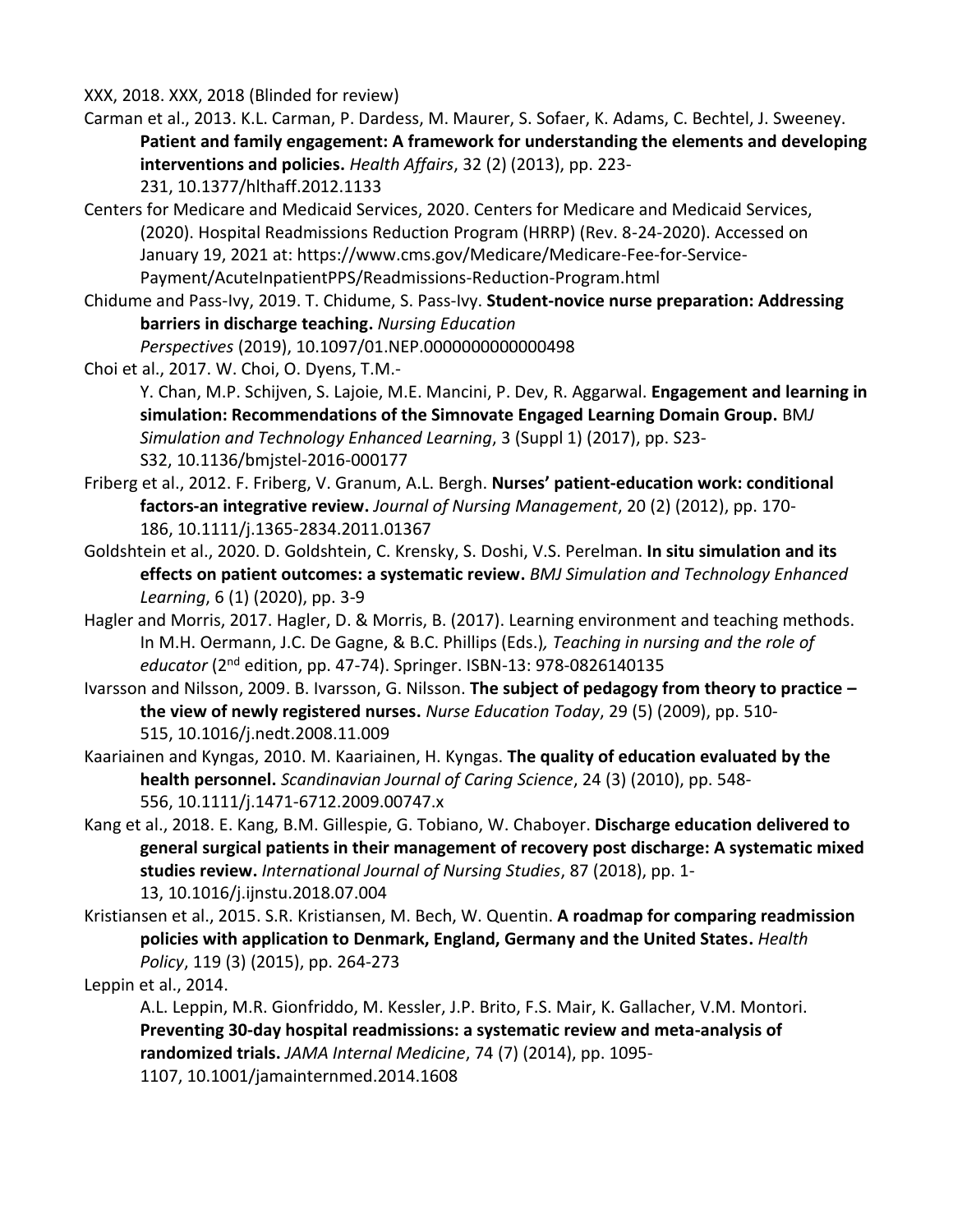XXX, 2018. XXX, 2018 (Blinded for review)

Carman et al., 2013. K.L. Carman, P. Dardess, M. Maurer, S. Sofaer, K. Adams, C. Bechtel, J. Sweeney. **Patient and family engagement: A framework for understanding the elements and developing interventions and policies.** *Health Affairs*, 32 (2) (2013), pp. 223-231, 10.1377/hlthaff.2012.1133

Centers for Medicare and Medicaid Services, 2020. Centers for Medicare and Medicaid Services, (2020). Hospital Readmissions Reduction Program (HRRP) (Rev. 8-24-2020). Accessed on January 19, 2021 at: https://www.cms.gov/Medicare/Medicare-Fee-for-Service-Payment/AcuteInpatientPPS/Readmissions-Reduction-Program.html

Chidume and Pass-Ivy, 2019. T. Chidume, S. Pass-Ivy. **Student-novice nurse preparation: Addressing barriers in discharge teaching.** *Nursing Education Perspectives* (2019), 10.1097/01.NEP.0000000000000498

Choi et al., 2017. W. Choi, O. Dyens, T.M.-Y. Chan, M.P. Schijven, S. Lajoie, M.E. Mancini, P. Dev, R. Aggarwal. **Engagement and learning in simulation: Recommendations of the Simnovate Engaged Learning Domain Group.** BM*J Simulation and Technology Enhanced Learning*, 3 (Suppl 1) (2017), pp. S23-S32, 10.1136/bmjstel-2016-000177

Friberg et al., 2012. F. Friberg, V. Granum, A.L. Bergh. **Nurses' patient-education work: conditional factors-an integrative review.** *Journal of Nursing Management*, 20 (2) (2012), pp. 170-186, 10.1111/j.1365-2834.2011.01367

Goldshtein et al., 2020. D. Goldshtein, C. Krensky, S. Doshi, V.S. Perelman. **In situ simulation and its effects on patient outcomes: a systematic review.** *BMJ Simulation and Technology Enhanced Learning*, 6 (1) (2020), pp. 3-9

Hagler and Morris, 2017. Hagler, D. & Morris, B. (2017). Learning environment and teaching methods. In M.H. Oermann, J.C. De Gagne, & B.C. Phillips (Eds.)*, Teaching in nursing and the role of educator* (2nd edition, pp. 47-74). Springer. ISBN-13: 978-0826140135

Ivarsson and Nilsson, 2009. B. Ivarsson, G. Nilsson. **The subject of pedagogy from theory to practice – the view of newly registered nurses.** *Nurse Education Today*, 29 (5) (2009), pp. 510-515, 10.1016/j.nedt.2008.11.009

Kaariainen and Kyngas, 2010. M. Kaariainen, H. Kyngas. **The quality of education evaluated by the health personnel.** *Scandinavian Journal of Caring Science*, 24 (3) (2010), pp. 548-556, 10.1111/j.1471-6712.2009.00747.x

Kang et al., 2018. E. Kang, B.M. Gillespie, G. Tobiano, W. Chaboyer. **Discharge education delivered to general surgical patients in their management of recovery post discharge: A systematic mixed studies review.** *International Journal of Nursing Studies*, 87 (2018), pp. 1-13, 10.1016/j.ijnstu.2018.07.004

Kristiansen et al., 2015. S.R. Kristiansen, M. Bech, W. Quentin. **A roadmap for comparing readmission policies with application to Denmark, England, Germany and the United States.** *Health Policy*, 119 (3) (2015), pp. 264-273

Leppin et al., 2014. A.L. Leppin, M.R. Gionfriddo, M. Kessler, J.P. Brito, F.S. Mair, K. Gallacher, V.M. Montori. **Preventing 30-day hospital readmissions: a systematic review and meta-analysis of randomized trials.** *JAMA Internal Medicine*, 74 (7) (2014), pp. 1095-1107, 10.1001/jamainternmed.2014.1608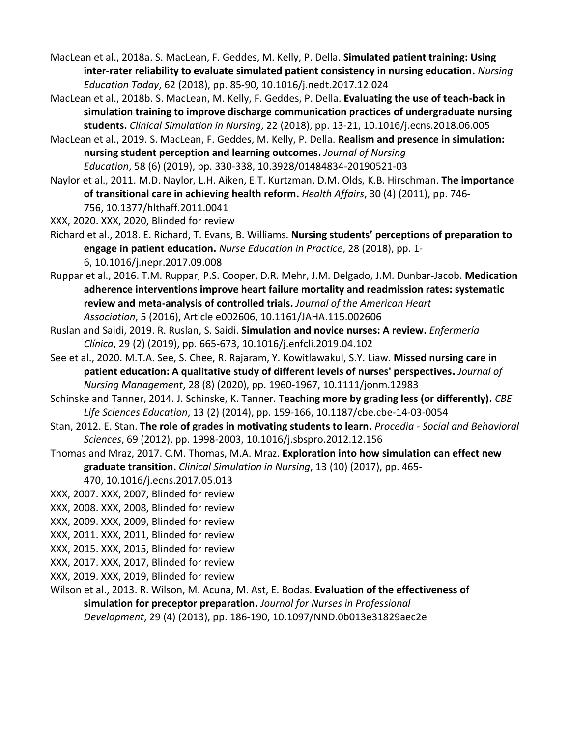MacLean et al., 2018a. S. MacLean, F. Geddes, M. Kelly, P. Della. **Simulated patient training: Using inter-rater reliability to evaluate simulated patient consistency in nursing education.** *Nursing Education Today*, 62 (2018), pp. 85-90, 10.1016/j.nedt.2017.12.024

MacLean et al., 2018b. S. MacLean, M. Kelly, F. Geddes, P. Della. **Evaluating the use of teach-back in simulation training to improve discharge communication practices of undergraduate nursing students.** *Clinical Simulation in Nursing*, 22 (2018), pp. 13-21, 10.1016/j.ecns.2018.06.005

MacLean et al., 2019. S. MacLean, F. Geddes, M. Kelly, P. Della. **Realism and presence in simulation: nursing student perception and learning outcomes.** *Journal of Nursing Education*, 58 (6) (2019), pp. 330-338, 10.3928/01484834-20190521-03

Naylor et al., 2011. M.D. Naylor, L.H. Aiken, E.T. Kurtzman, D.M. Olds, K.B. Hirschman. **The importance of transitional care in achieving health reform.** *Health Affairs*, 30 (4) (2011), pp. 746-756, 10.1377/hlthaff.2011.0041

XXX, 2020. XXX, 2020, Blinded for review

Richard et al., 2018. E. Richard, T. Evans, B. Williams. **Nursing students' perceptions of preparation to engage in patient education.** *Nurse Education in Practice*, 28 (2018), pp. 1-6, 10.1016/j.nepr.2017.09.008

Ruppar et al., 2016. T.M. Ruppar, P.S. Cooper, D.R. Mehr, J.M. Delgado, J.M. Dunbar-Jacob. **Medication adherence interventions improve heart failure mortality and readmission rates: systematic review and meta-analysis of controlled trials.** *Journal of the American Heart Association*, 5 (2016), Article e002606, 10.1161/JAHA.115.002606

Ruslan and Saidi, 2019. R. Ruslan, S. Saidi. **Simulation and novice nurses: A review.** *Enfermería Clínica*, 29 (2) (2019), pp. 665-673, 10.1016/j.enfcli.2019.04.102

See et al., 2020. M.T.A. See, S. Chee, R. Rajaram, Y. Kowitlawakul, S.Y. Liaw. **Missed nursing care in patient education: A qualitative study of different levels of nurses' perspectives.** *Journal of Nursing Management*, 28 (8) (2020), pp. 1960-1967, 10.1111/jonm.12983

Schinske and Tanner, 2014. J. Schinske, K. Tanner. **Teaching more by grading less (or differently).** *CBE Life Sciences Education*, 13 (2) (2014), pp. 159-166, 10.1187/cbe.cbe-14-03-0054

Stan, 2012. E. Stan. **The role of grades in motivating students to learn.** *Procedia - Social and Behavioral Sciences*, 69 (2012), pp. 1998-2003, 10.1016/j.sbspro.2012.12.156

Thomas and Mraz, 2017. C.M. Thomas, M.A. Mraz. **Exploration into how simulation can effect new graduate transition.** *Clinical Simulation in Nursing*, 13 (10) (2017), pp. 465-470, 10.1016/j.ecns.2017.05.013

XXX, 2007. XXX, 2007, Blinded for review

XXX, 2008. XXX, 2008, Blinded for review

XXX, 2009. XXX, 2009, Blinded for review

XXX, 2011. XXX, 2011, Blinded for review

XXX, 2015. XXX, 2015, Blinded for review

XXX, 2017. XXX, 2017, Blinded for review

XXX, 2019. XXX, 2019, Blinded for review

Wilson et al., 2013. R. Wilson, M. Acuna, M. Ast, E. Bodas. **Evaluation of the effectiveness of simulation for preceptor preparation.** *Journal for Nurses in Professional Development*, 29 (4) (2013), pp. 186-190, 10.1097/NND.0b013e31829aec2e